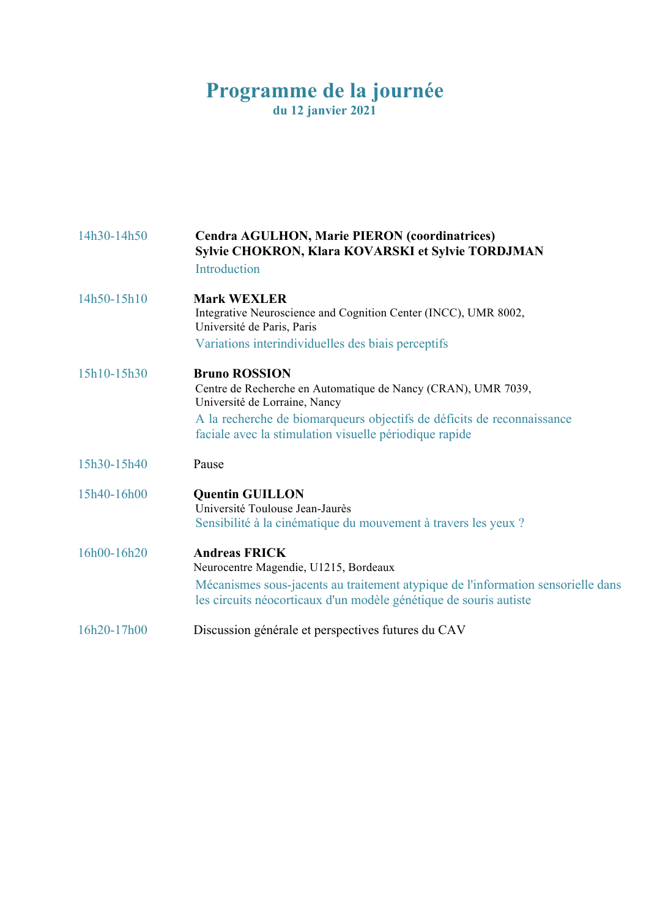# Programme de la journée

**du 12 janvier 2021**

| | |
|---|---|
| 14h30-14h50 | **Cendra AGULHON, Marie PIERON (coordinatrices)**<br>**Sylvie CHOKRON, Klara KOVARSKI et Sylvie TORDJMAN**<br>Introduction |
| 14h50-15h10 | **Mark WEXLER**<br>Integrative Neuroscience and Cognition Center (INCC), UMR 8002, Université de Paris, Paris<br>Variations interindividuelles des biais perceptifs |
| 15h10-15h30 | **Bruno ROSSION**<br>Centre de Recherche en Automatique de Nancy (CRAN), UMR 7039, Université de Lorraine, Nancy<br>A la recherche de biomarqueurs objectifs de déficits de reconnaissance faciale avec la stimulation visuelle périodique rapide |
| 15h30-15h40 | Pause |
| 15h40-16h00 | **Quentin GUILLON**<br>Université Toulouse Jean-Jaurès<br>Sensibilité à la cinématique du mouvement à travers les yeux ? |
| 16h00-16h20 | **Andreas FRICK**<br>Neurocentre Magendie, U1215, Bordeaux<br>Mécanismes sous-jacents au traitement atypique de l'information sensorielle dans les circuits néocorticaux d'un modèle génétique de souris autiste |
| 16h20-17h00 | Discussion générale et perspectives futures du CAV |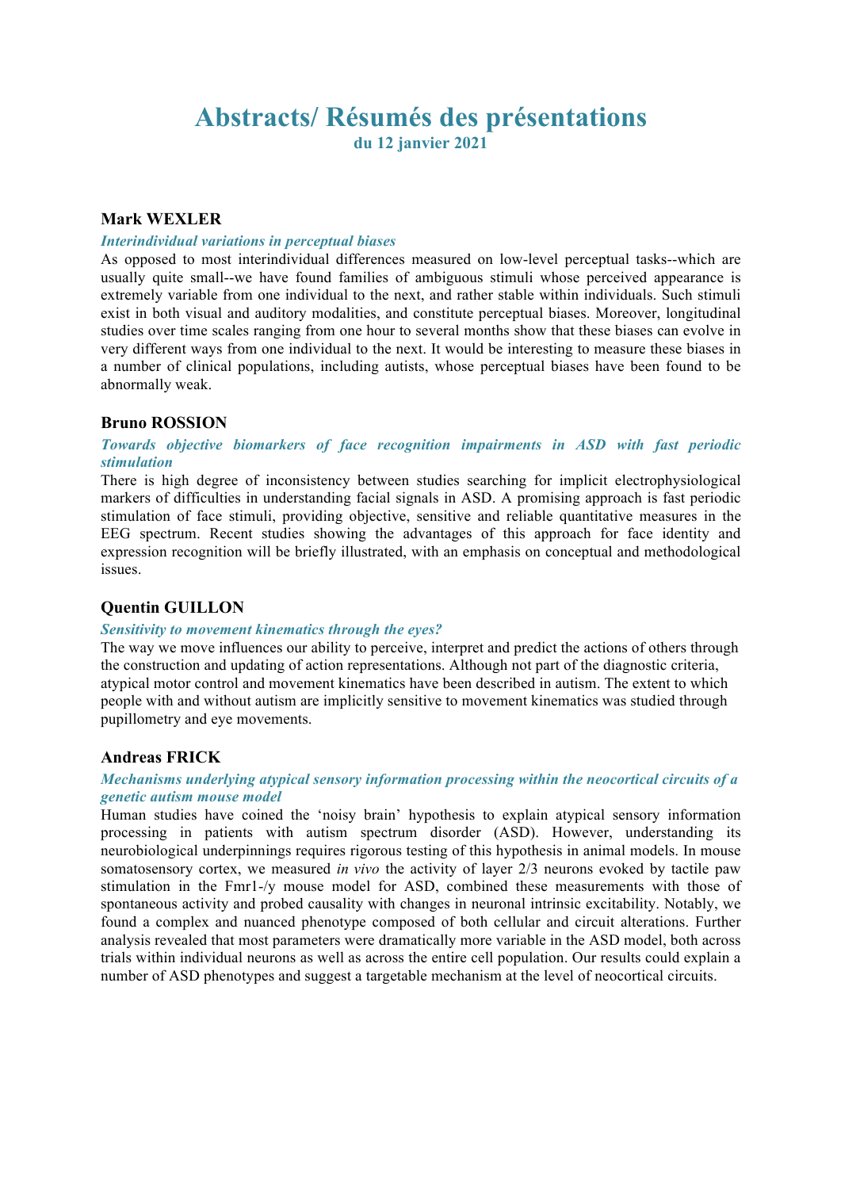# Abstracts/ Résumés des présentations

**du 12 janvier 2021**

### Mark WEXLER

***Interindividual variations in perceptual biases***

As opposed to most interindividual differences measured on low-level perceptual tasks--which are usually quite small--we have found families of ambiguous stimuli whose perceived appearance is extremely variable from one individual to the next, and rather stable within individuals. Such stimuli exist in both visual and auditory modalities, and constitute perceptual biases. Moreover, longitudinal studies over time scales ranging from one hour to several months show that these biases can evolve in very different ways from one individual to the next. It would be interesting to measure these biases in a number of clinical populations, including autists, whose perceptual biases have been found to be abnormally weak.

### Bruno ROSSION

***Towards objective biomarkers of face recognition impairments in ASD with fast periodic stimulation***

There is high degree of inconsistency between studies searching for implicit electrophysiological markers of difficulties in understanding facial signals in ASD. A promising approach is fast periodic stimulation of face stimuli, providing objective, sensitive and reliable quantitative measures in the EEG spectrum. Recent studies showing the advantages of this approach for face identity and expression recognition will be briefly illustrated, with an emphasis on conceptual and methodological issues.

### Quentin GUILLON

***Sensitivity to movement kinematics through the eyes?***

The way we move influences our ability to perceive, interpret and predict the actions of others through the construction and updating of action representations. Although not part of the diagnostic criteria, atypical motor control and movement kinematics have been described in autism. The extent to which people with and without autism are implicitly sensitive to movement kinematics was studied through pupillometry and eye movements.

### Andreas FRICK

***Mechanisms underlying atypical sensory information processing within the neocortical circuits of a genetic autism mouse model***

Human studies have coined the 'noisy brain' hypothesis to explain atypical sensory information processing in patients with autism spectrum disorder (ASD). However, understanding its neurobiological underpinnings requires rigorous testing of this hypothesis in animal models. In mouse somatosensory cortex, we measured *in vivo* the activity of layer 2/3 neurons evoked by tactile paw stimulation in the Fmr1-/y mouse model for ASD, combined these measurements with those of spontaneous activity and probed causality with changes in neuronal intrinsic excitability. Notably, we found a complex and nuanced phenotype composed of both cellular and circuit alterations. Further analysis revealed that most parameters were dramatically more variable in the ASD model, both across trials within individual neurons as well as across the entire cell population. Our results could explain a number of ASD phenotypes and suggest a targetable mechanism at the level of neocortical circuits.